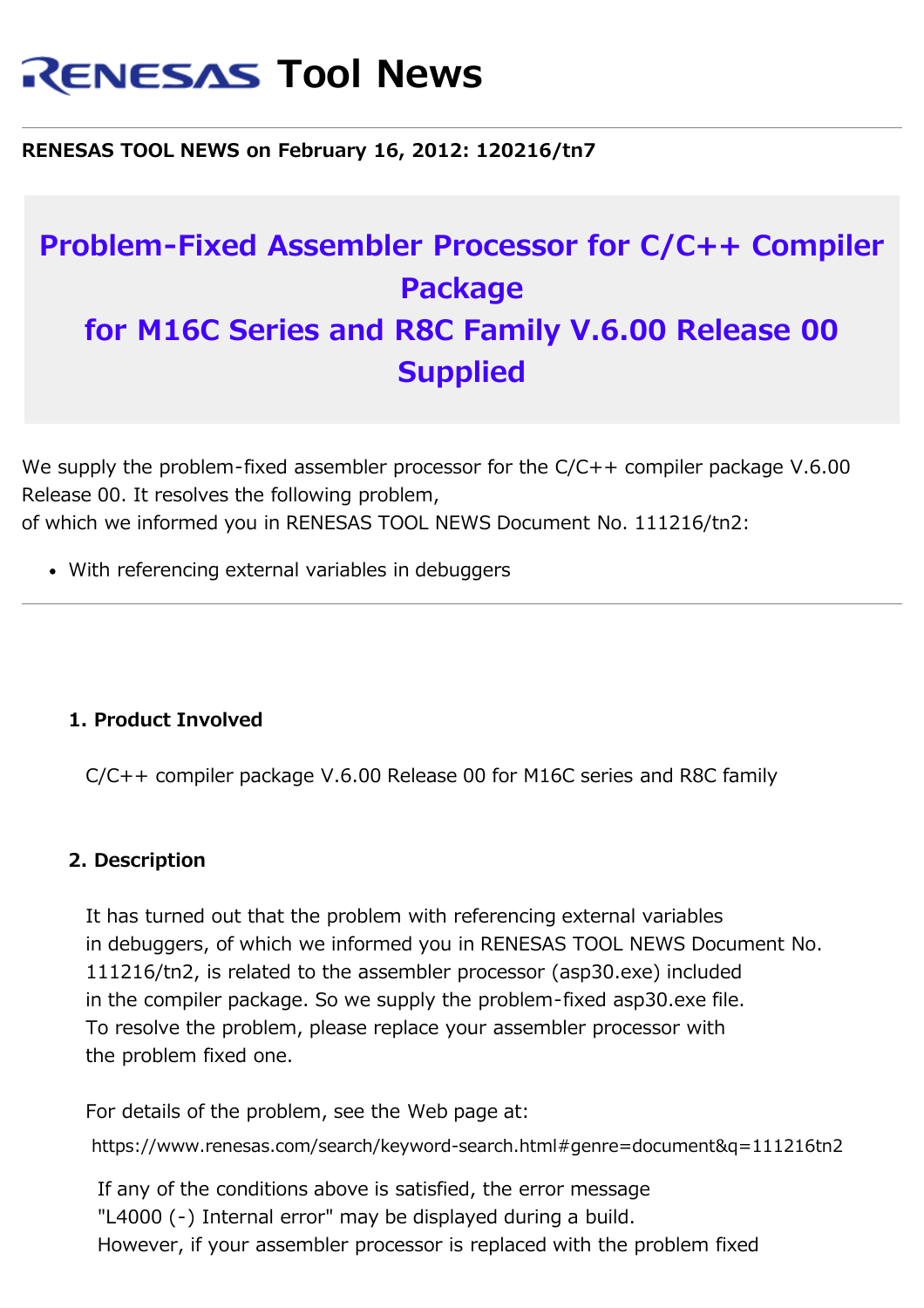# RENESAS Tool News

**RENESAS TOOL NEWS on February 16, 2012: 120216/tn7**

## Problem-Fixed Assembler Processor for C/C++ Compiler Package for M16C Series and R8C Family V.6.00 Release 00 Supplied

We supply the problem-fixed assembler processor for the C/C++ compiler package V.6.00 Release 00. It resolves the following problem,
of which we informed you in RENESAS TOOL NEWS Document No. 111216/tn2:

- With referencing external variables in debuggers

---

### 1. Product Involved

C/C++ compiler package V.6.00 Release 00 for M16C series and R8C family

### 2. Description

It has turned out that the problem with referencing external variables in debuggers, of which we informed you in RENESAS TOOL NEWS Document No. 111216/tn2, is related to the assembler processor (asp30.exe) included in the compiler package. So we supply the problem-fixed asp30.exe file. To resolve the problem, please replace your assembler processor with the problem fixed one.

For details of the problem, see the Web page at:
https://www.renesas.com/search/keyword-search.html#genre=document&q=111216tn2

If any of the conditions above is satisfied, the error message "L4000 (-) Internal error" may be displayed during a build.
However, if your assembler processor is replaced with the problem fixed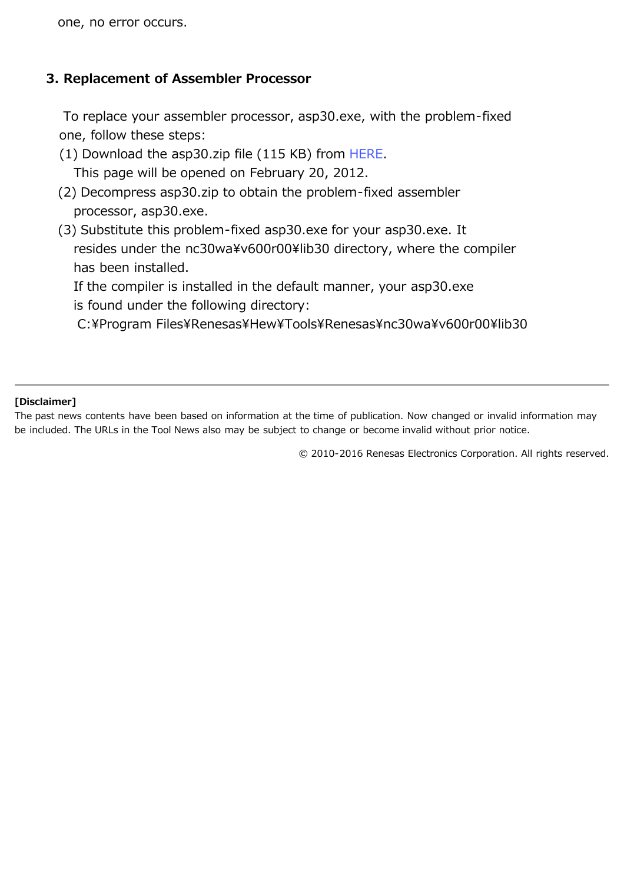one, no error occurs.

## 3. Replacement of Assembler Processor

To replace your assembler processor, asp30.exe, with the problem-fixed one, follow these steps:

(1) Download the asp30.zip file (115 KB) from HERE.
This page will be opened on February 20, 2012.

(2) Decompress asp30.zip to obtain the problem-fixed assembler processor, asp30.exe.

(3) Substitute this problem-fixed asp30.exe for your asp30.exe. It resides under the nc30wa¥v600r00¥lib30 directory, where the compiler has been installed.
If the compiler is installed in the default manner, your asp30.exe is found under the following directory:
C:¥Program Files¥Renesas¥Hew¥Tools¥Renesas¥nc30wa¥v600r00¥lib30

---

**[Disclaimer]**
The past news contents have been based on information at the time of publication. Now changed or invalid information may be included. The URLs in the Tool News also may be subject to change or become invalid without prior notice.

© 2010-2016 Renesas Electronics Corporation. All rights reserved.